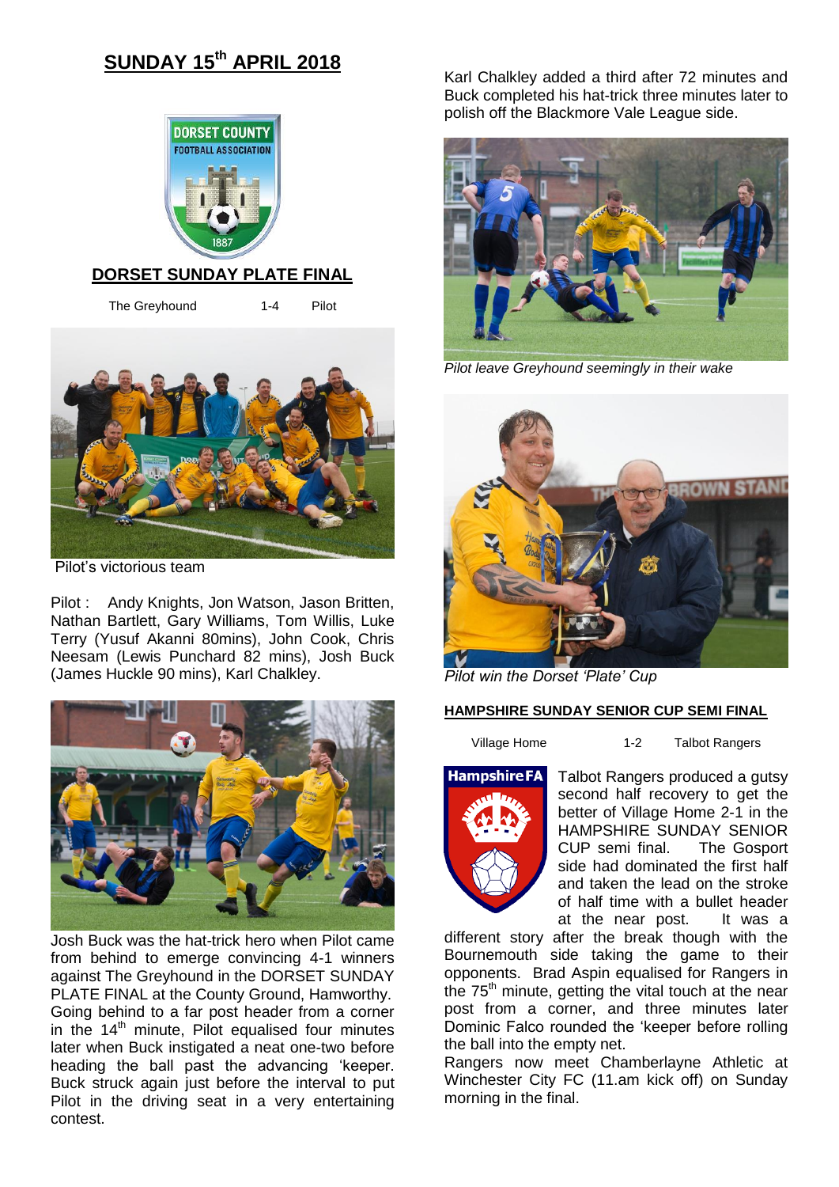# SUNDAY 15th APRIL 2018

## DORSET SUNDAY PLATE FINAL

| The Greyhound | 1-4 | Pilot |
|---|---|---|

Pilot's victorious team

Pilot : Andy Knights, Jon Watson, Jason Britten, Nathan Bartlett, Gary Williams, Tom Willis, Luke Terry (Yusuf Akanni 80mins), John Cook, Chris Neesam (Lewis Punchard 82 mins), Josh Buck (James Huckle 90 mins), Karl Chalkley.

Josh Buck was the hat-trick hero when Pilot came from behind to emerge convincing 4-1 winners against The Greyhound in the DORSET SUNDAY PLATE FINAL at the County Ground, Hamworthy. Going behind to a far post header from a corner in the 14th minute, Pilot equalised four minutes later when Buck instigated a neat one-two before heading the ball past the advancing 'keeper. Buck struck again just before the interval to put Pilot in the driving seat in a very entertaining contest.

Karl Chalkley added a third after 72 minutes and Buck completed his hat-trick three minutes later to polish off the Blackmore Vale League side.

*Pilot leave Greyhound seemingly in their wake*

*Pilot win the Dorset 'Plate' Cup*

## HAMPSHIRE SUNDAY SENIOR CUP SEMI FINAL

| Village Home | 1-2 | Talbot Rangers |
|---|---|---|

Talbot Rangers produced a gutsy second half recovery to get the better of Village Home 2-1 in the HAMPSHIRE SUNDAY SENIOR CUP semi final. The Gosport side had dominated the first half and taken the lead on the stroke of half time with a bullet header at the near post. It was a different story after the break though with the Bournemouth side taking the game to their opponents. Brad Aspin equalised for Rangers in the 75th minute, getting the vital touch at the near post from a corner, and three minutes later Dominic Falco rounded the 'keeper before rolling the ball into the empty net.

Rangers now meet Chamberlayne Athletic at Winchester City FC (11.am kick off) on Sunday morning in the final.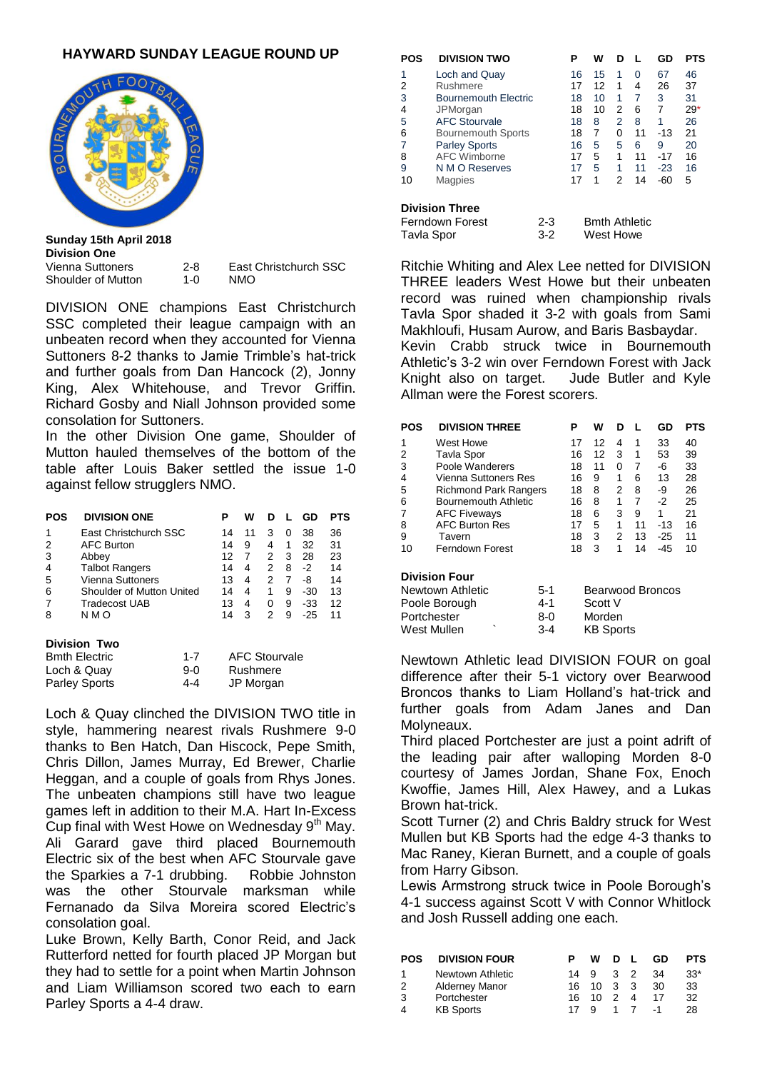# HAYWARD SUNDAY LEAGUE ROUND UP

**Sunday 15th April 2018**

**Division One**

| | | |
|---|---|---|
| Vienna Suttoners | 2-8 | East Christchurch SSC |
| Shoulder of Mutton | 1-0 | NMO |

DIVISION ONE champions East Christchurch SSC completed their league campaign with an unbeaten record when they accounted for Vienna Suttoners 8-2 thanks to Jamie Trimble's hat-trick and further goals from Dan Hancock (2), Jonny King, Alex Whitehouse, and Trevor Griffin. Richard Gosby and Niall Johnson provided some consolation for Suttoners.

In the other Division One game, Shoulder of Mutton hauled themselves of the bottom of the table after Louis Baker settled the issue 1-0 against fellow strugglers NMO.

| POS | DIVISION ONE | P | W | D | L | GD | PTS |
|---|---|---|---|---|---|---|---|
| 1 | East Christchurch SSC | 14 | 11 | 3 | 0 | 38 | 36 |
| 2 | AFC Burton | 14 | 9 | 4 | 1 | 32 | 31 |
| 3 | Abbey | 12 | 7 | 2 | 3 | 28 | 23 |
| 4 | Talbot Rangers | 14 | 4 | 2 | 8 | -2 | 14 |
| 5 | Vienna Suttoners | 13 | 4 | 2 | 7 | -8 | 14 |
| 6 | Shoulder of Mutton United | 14 | 4 | 1 | 9 | -30 | 13 |
| 7 | Tradecost UAB | 13 | 4 | 0 | 9 | -33 | 12 |
| 8 | N M O | 14 | 3 | 2 | 9 | -25 | 11 |

**Division Two**

| | | |
|---|---|---|
| Bmth Electric | 1-7 | AFC Stourvale |
| Loch & Quay | 9-0 | Rushmere |
| Parley Sports | 4-4 | JP Morgan |

Loch & Quay clinched the DIVISION TWO title in style, hammering nearest rivals Rushmere 9-0 thanks to Ben Hatch, Dan Hiscock, Pepe Smith, Chris Dillon, James Murray, Ed Brewer, Charlie Heggan, and a couple of goals from Rhys Jones. The unbeaten champions still have two league games left in addition to their M.A. Hart In-Excess Cup final with West Howe on Wednesday 9th May.

Ali Garard gave third placed Bournemouth Electric six of the best when AFC Stourvale gave the Sparkies a 7-1 drubbing. Robbie Johnston was the other Stourvale marksman while Fernanado da Silva Moreira scored Electric's consolation goal.

Luke Brown, Kelly Barth, Conor Reid, and Jack Rutterford netted for fourth placed JP Morgan but they had to settle for a point when Martin Johnson and Liam Williamson scored two each to earn Parley Sports a 4-4 draw.

| POS | DIVISION TWO | P | W | D | L | GD | PTS |
|---|---|---|---|---|---|---|---|
| 1 | Loch and Quay | 16 | 15 | 1 | 0 | 67 | 46 |
| 2 | Rushmere | 17 | 12 | 1 | 4 | 26 | 37 |
| 3 | Bournemouth Electric | 18 | 10 | 1 | 7 | 3 | 31 |
| 4 | JPMorgan | 18 | 10 | 2 | 6 | 7 | 29* |
| 5 | AFC Stourvale | 18 | 8 | 2 | 8 | 1 | 26 |
| 6 | Bournemouth Sports | 18 | 7 | 0 | 11 | -13 | 21 |
| 7 | Parley Sports | 16 | 5 | 5 | 6 | 9 | 20 |
| 8 | AFC Wimborne | 17 | 5 | 1 | 11 | -17 | 16 |
| 9 | N M O Reserves | 17 | 5 | 1 | 11 | -23 | 16 |
| 10 | Magpies | 17 | 1 | 2 | 14 | -60 | 5 |

**Division Three**

| | | |
|---|---|---|
| Ferndown Forest | 2-3 | Bmth Athletic |
| Tavla Spor | 3-2 | West Howe |

Ritchie Whiting and Alex Lee netted for DIVISION THREE leaders West Howe but their unbeaten record was ruined when championship rivals Tavla Spor shaded it 3-2 with goals from Sami Makhloufi, Husam Aurow, and Baris Basbaydar.

Kevin Crabb struck twice in Bournemouth Athletic's 3-2 win over Ferndown Forest with Jack Knight also on target. Jude Butler and Kyle Allman were the Forest scorers.

| POS | DIVISION THREE | P | W | D | L | GD | PTS |
|---|---|---|---|---|---|---|---|
| 1 | West Howe | 17 | 12 | 4 | 1 | 33 | 40 |
| 2 | Tavla Spor | 16 | 12 | 3 | 1 | 53 | 39 |
| 3 | Poole Wanderers | 18 | 11 | 0 | 7 | -6 | 33 |
| 4 | Vienna Suttoners Res | 16 | 9 | 1 | 6 | 13 | 28 |
| 5 | Richmond Park Rangers | 18 | 8 | 2 | 8 | -9 | 26 |
| 6 | Bournemouth Athletic | 16 | 8 | 1 | 7 | -2 | 25 |
| 7 | AFC Fiveways | 18 | 6 | 3 | 9 | 1 | 21 |
| 8 | AFC Burton Res | 17 | 5 | 1 | 11 | -13 | 16 |
| 9 | Tavern | 18 | 3 | 2 | 13 | -25 | 11 |
| 10 | Ferndown Forest | 18 | 3 | 1 | 14 | -45 | 10 |

**Division Four**

| | | |
|---|---|---|
| Newtown Athletic | 5-1 | Bearwood Broncos |
| Poole Borough | 4-1 | Scott V |
| Portchester | 8-0 | Morden |
| West Mullen | 3-4 | KB Sports |

Newtown Athletic lead DIVISION FOUR on goal difference after their 5-1 victory over Bearwood Broncos thanks to Liam Holland's hat-trick and further goals from Adam Janes and Dan Molyneaux.

Third placed Portchester are just a point adrift of the leading pair after walloping Morden 8-0 courtesy of James Jordan, Shane Fox, Enoch Kwoffie, James Hill, Alex Hawey, and a Lukas Brown hat-trick.

Scott Turner (2) and Chris Baldry struck for West Mullen but KB Sports had the edge 4-3 thanks to Mac Raney, Kieran Burnett, and a couple of goals from Harry Gibson.

Lewis Armstrong struck twice in Poole Borough's 4-1 success against Scott V with Connor Whitlock and Josh Russell adding one each.

| POS | DIVISION FOUR | P | W | D | L | GD | PTS |
|---|---|---|---|---|---|---|---|
| 1 | Newtown Athletic | 14 | 9 | 3 | 2 | 34 | 33* |
| 2 | Alderney Manor | 16 | 10 | 3 | 3 | 30 | 33 |
| 3 | Portchester | 16 | 10 | 2 | 4 | 17 | 32 |
| 4 | KB Sports | 17 | 9 | 1 | 7 | -1 | 28 |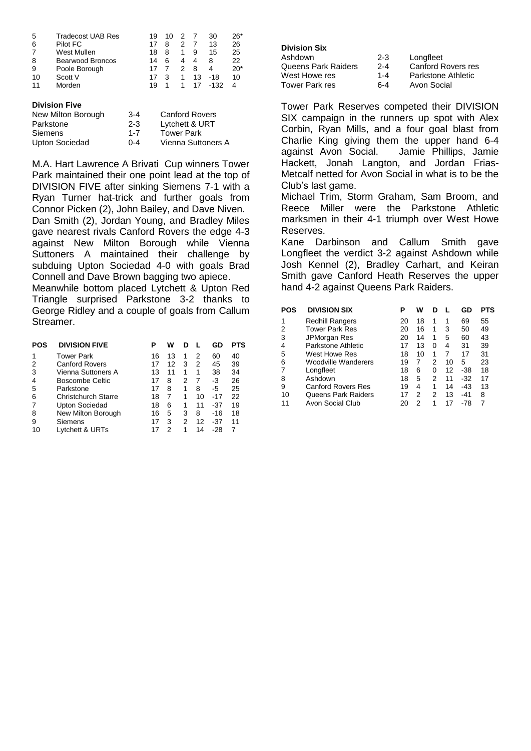| | | P | W | D | L | GD | PTS |
|---|---|---|---|---|---|---|---|
| 5 | Tradecost UAB Res | 19 | 10 | 2 | 7 | 30 | 26* |
| 6 | Pilot FC | 17 | 8 | 2 | 7 | 13 | 26 |
| 7 | West Mullen | 18 | 8 | 1 | 9 | 15 | 25 |
| 8 | Bearwood Broncos | 14 | 6 | 4 | 4 | 8 | 22 |
| 9 | Poole Borough | 17 | 7 | 2 | 8 | 4 | 20* |
| 10 | Scott V | 17 | 3 | 1 | 13 | -18 | 10 |
| 11 | Morden | 19 | 1 | 1 | 17 | -132 | 4 |

**Division Five**

| | | |
|---|---|---|
| New Milton Borough | 3-4 | Canford Rovers |
| Parkstone | 2-3 | Lytchett & URT |
| Siemens | 1-7 | Tower Park |
| Upton Sociedad | 0-4 | Vienna Suttoners A |

M.A. Hart Lawrence A Brivati Cup winners Tower Park maintained their one point lead at the top of DIVISION FIVE after sinking Siemens 7-1 with a Ryan Turner hat-trick and further goals from Connor Picken (2), John Bailey, and Dave Niven.
Dan Smith (2), Jordan Young, and Bradley Miles gave nearest rivals Canford Rovers the edge 4-3 against New Milton Borough while Vienna Suttoners A maintained their challenge by subduing Upton Sociedad 4-0 with goals Brad Connell and Dave Brown bagging two apiece.
Meanwhile bottom placed Lytchett & Upton Red Triangle surprised Parkstone 3-2 thanks to George Ridley and a couple of goals from Callum Streamer.

| POS | DIVISION FIVE | P | W | D | L | GD | PTS |
|---|---|---|---|---|---|---|---|
| 1 | Tower Park | 16 | 13 | 1 | 2 | 60 | 40 |
| 2 | Canford Rovers | 17 | 12 | 3 | 2 | 45 | 39 |
| 3 | Vienna Suttoners A | 13 | 11 | 1 | 1 | 38 | 34 |
| 4 | Boscombe Celtic | 17 | 8 | 2 | 7 | -3 | 26 |
| 5 | Parkstone | 17 | 8 | 1 | 8 | -5 | 25 |
| 6 | Christchurch Starre | 18 | 7 | 1 | 10 | -17 | 22 |
| 7 | Upton Sociedad | 18 | 6 | 1 | 11 | -37 | 19 |
| 8 | New Milton Borough | 16 | 5 | 3 | 8 | -16 | 18 |
| 9 | Siemens | 17 | 3 | 2 | 12 | -37 | 11 |
| 10 | Lytchett & URTs | 17 | 2 | 1 | 14 | -28 | 7 |

**Division Six**

| | | |
|---|---|---|
| Ashdown | 2-3 | Longfleet |
| Queens Park Raiders | 2-4 | Canford Rovers res |
| West Howe res | 1-4 | Parkstone Athletic |
| Tower Park res | 6-4 | Avon Social |

Tower Park Reserves competed their DIVISION SIX campaign in the runners up spot with Alex Corbin, Ryan Mills, and a four goal blast from Charlie King giving them the upper hand 6-4 against Avon Social. Jamie Phillips, Jamie Hackett, Jonah Langton, and Jordan Frias-Metcalf netted for Avon Social in what is to be the Club's last game.
Michael Trim, Storm Graham, Sam Broom, and Reece Miller were the Parkstone Athletic marksmen in their 4-1 triumph over West Howe Reserves.
Kane Darbinson and Callum Smith gave Longfleet the verdict 3-2 against Ashdown while Josh Kennel (2), Bradley Carhart, and Keiran Smith gave Canford Heath Reserves the upper hand 4-2 against Queens Park Raiders.

| POS | DIVISION SIX | P | W | D | L | GD | PTS |
|---|---|---|---|---|---|---|---|
| 1 | Redhill Rangers | 20 | 18 | 1 | 1 | 69 | 55 |
| 2 | Tower Park Res | 20 | 16 | 1 | 3 | 50 | 49 |
| 3 | JPMorgan Res | 20 | 14 | 1 | 5 | 60 | 43 |
| 4 | Parkstone Athletic | 17 | 13 | 0 | 4 | 31 | 39 |
| 5 | West Howe Res | 18 | 10 | 1 | 7 | 17 | 31 |
| 6 | Woodville Wanderers | 19 | 7 | 2 | 10 | 5 | 23 |
| 7 | Longfleet | 18 | 6 | 0 | 12 | -38 | 18 |
| 8 | Ashdown | 18 | 5 | 2 | 11 | -32 | 17 |
| 9 | Canford Rovers Res | 19 | 4 | 1 | 14 | -43 | 13 |
| 10 | Queens Park Raiders | 17 | 2 | 2 | 13 | -41 | 8 |
| 11 | Avon Social Club | 20 | 2 | 1 | 17 | -78 | 7 |